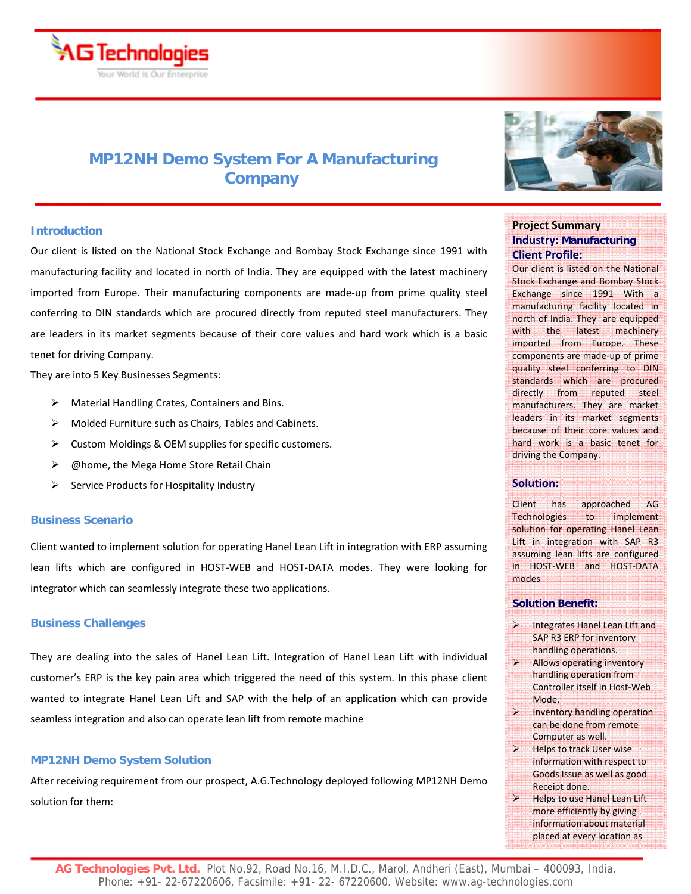# MP12NH Demo System For A Manufacturing Company

## Introduction

Our client is listed on the National Stock Exchange and Bombay Stock Exchange since 1991 with manufacturing facility and located in north of India. They are equipped with the latest machinery imported from Europe. Their manufacturing components are made-up from prime quality steel conferring to DIN standards which are procured directly from reputed steel manufacturers. They are leaders in its market segments because of their core values and hard work which is a basic tenet for driving Company.

They are into 5 Key Businesses Segments:

- Material Handling Crates, Containers and Bins.
- Molded Furniture such as Chairs, Tables and Cabinets.
- Custom Moldings & OEM supplies for specific customers.
- @home, the Mega Home Store Retail Chain
- Service Products for Hospitality Industry

## Business Scenario

Client wanted to implement solution for operating Hanel Lean Lift in integration with ERP assuming lean lifts which are configured in HOST-WEB and HOST-DATA modes. They were looking for integrator which can seamlessly integrate these two applications.

## Business Challenges

They are dealing into the sales of Hanel Lean Lift. Integration of Hanel Lean Lift with individual customer's ERP is the key pain area which triggered the need of this system. In this phase client wanted to integrate Hanel Lean Lift and SAP with the help of an application which can provide seamless integration and also can operate lean lift from remote machine

## MP12NH Demo System Solution

After receiving requirement from our prospect, A.G.Technology deployed following MP12NH Demo solution for them:

---

**Project Summary**

**Industry: Manufacturing**

**Client Profile:**

Our client is listed on the National Stock Exchange and Bombay Stock Exchange since 1991 With a manufacturing facility located in north of India. They are equipped with the latest machinery imported from Europe. These components are made-up of prime quality steel conferring to DIN standards which are procured directly from reputed steel manufacturers. They are market leaders in its market segments because of their core values and hard work is a basic tenet for driving the Company.

**Solution:**

Client has approached AG Technologies to implement solution for operating Hanel Lean Lift in integration with SAP R3 assuming lean lifts are configured in HOST-WEB and HOST-DATA modes

**Solution Benefit:**

- Integrates Hanel Lean Lift and SAP R3 ERP for inventory handling operations.
- Allows operating inventory handling operation from Controller itself in Host-Web Mode.
- Inventory handling operation can be done from remote Computer as well.
- Helps to track User wise information with respect to Goods Issue as well as good Receipt done.
- Helps to use Hanel Lean Lift more efficiently by giving information about material placed at every location as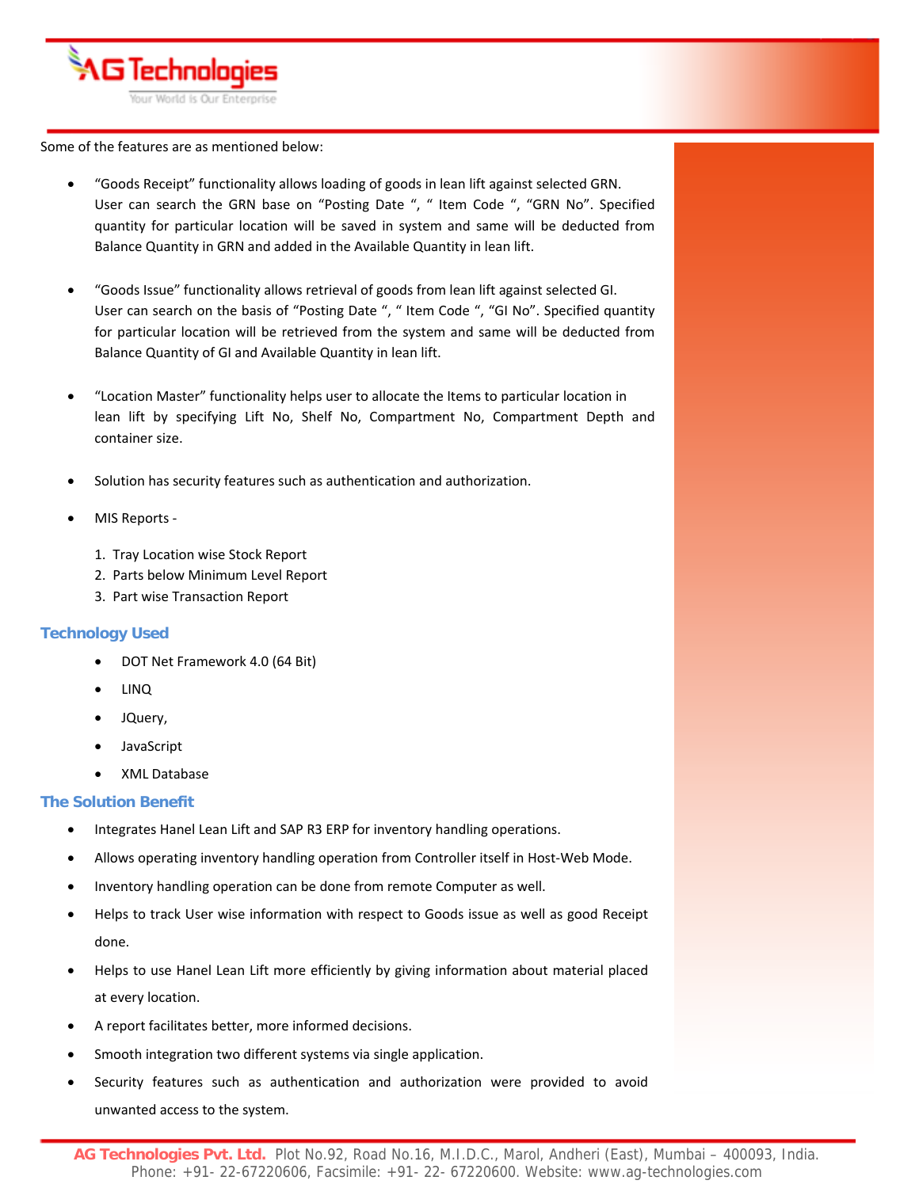Some of the features are as mentioned below:

- "Goods Receipt" functionality allows loading of goods in lean lift against selected GRN. User can search the GRN base on "Posting Date ", " Item Code ", "GRN No". Specified quantity for particular location will be saved in system and same will be deducted from Balance Quantity in GRN and added in the Available Quantity in lean lift.

- "Goods Issue" functionality allows retrieval of goods from lean lift against selected GI. User can search on the basis of "Posting Date ", " Item Code ", "GI No". Specified quantity for particular location will be retrieved from the system and same will be deducted from Balance Quantity of GI and Available Quantity in lean lift.

- "Location Master" functionality helps user to allocate the Items to particular location in lean lift by specifying Lift No, Shelf No, Compartment No, Compartment Depth and container size.

- Solution has security features such as authentication and authorization.

- MIS Reports -

  1. Tray Location wise Stock Report
  2. Parts below Minimum Level Report
  3. Part wise Transaction Report

## Technology Used

- DOT Net Framework 4.0 (64 Bit)
- LINQ
- JQuery,
- JavaScript
- XML Database

## The Solution Benefit

- Integrates Hanel Lean Lift and SAP R3 ERP for inventory handling operations.
- Allows operating inventory handling operation from Controller itself in Host-Web Mode.
- Inventory handling operation can be done from remote Computer as well.
- Helps to track User wise information with respect to Goods issue as well as good Receipt done.
- Helps to use Hanel Lean Lift more efficiently by giving information about material placed at every location.
- A report facilitates better, more informed decisions.
- Smooth integration two different systems via single application.
- Security features such as authentication and authorization were provided to avoid unwanted access to the system.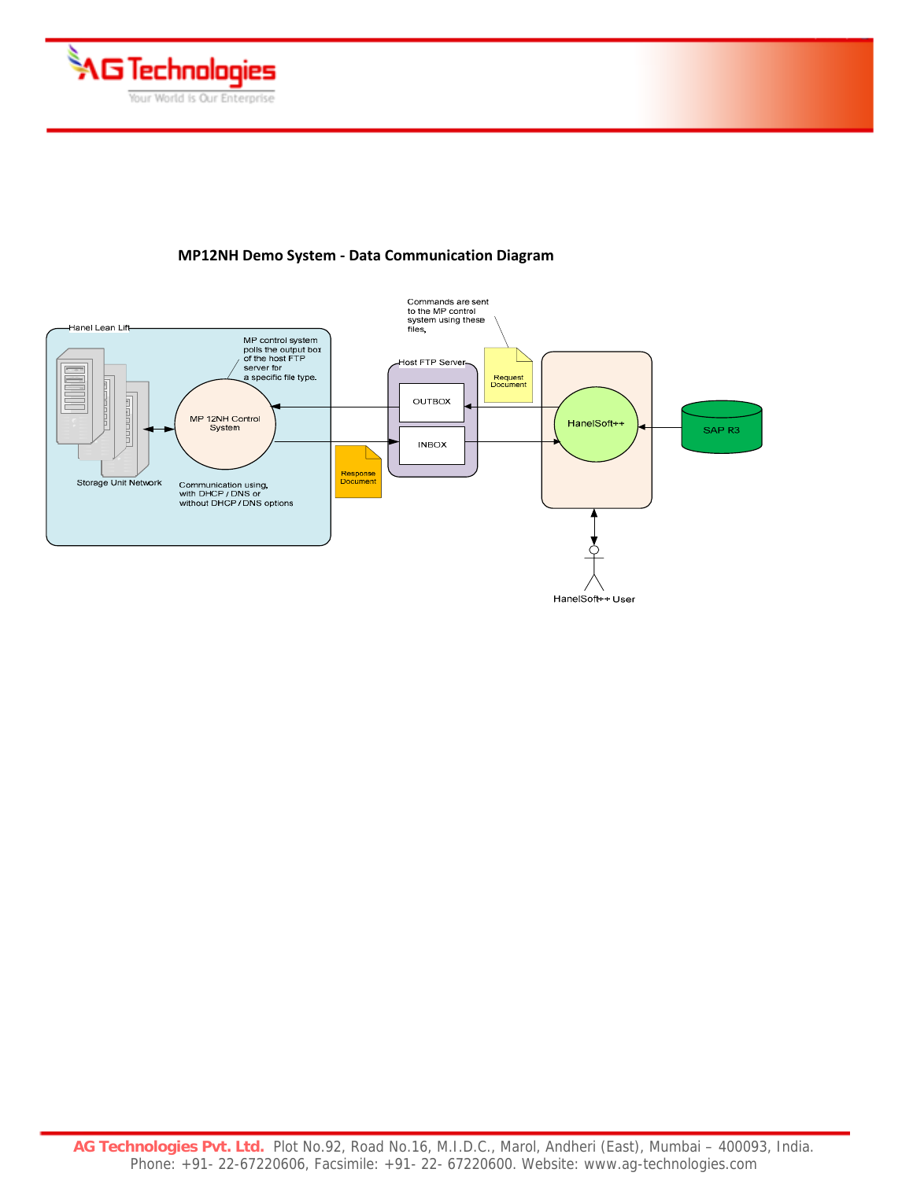**MP12NH Demo System - Data Communication Diagram**

Hanel Lean Lift

Storage Unit Network

MP 12NH Control System

MP control system polls the output box of the host FTP server for a specific file type.

Communication using, with DHCP / DNS or without DHCP / DNS options

Host FTP Server

OUTBOX

INBOX

Response Document

Commands are sent to the MP control system using these files,

Request Document

HanelSoft++

SAP R3

HanelSoft++ User